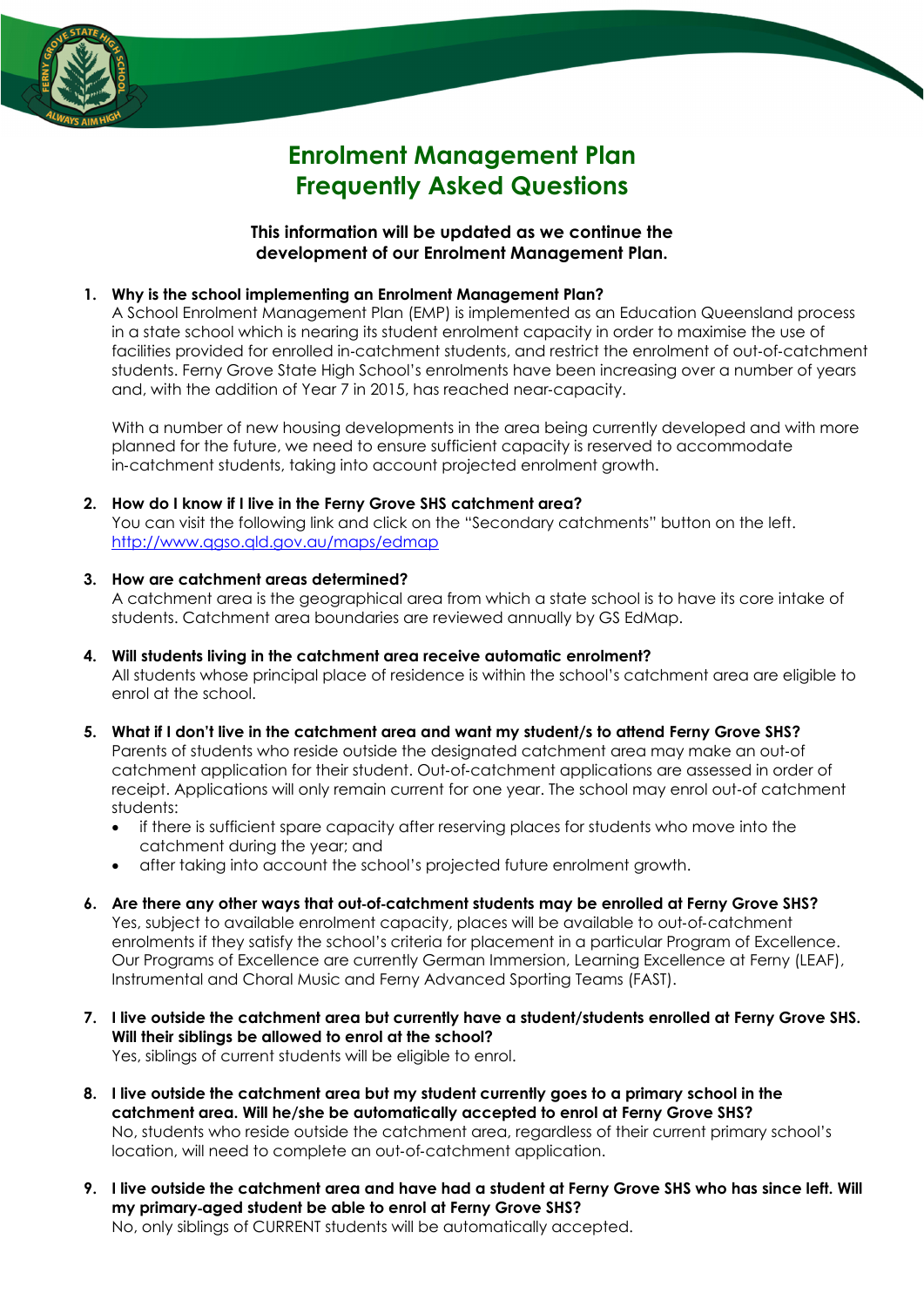# Enrolment Management Plan
# Frequently Asked Questions

**This information will be updated as we continue the development of our Enrolment Management Plan.**

1. **Why is the school implementing an Enrolment Management Plan?**
   A School Enrolment Management Plan (EMP) is implemented as an Education Queensland process in a state school which is nearing its student enrolment capacity in order to maximise the use of facilities provided for enrolled in-catchment students, and restrict the enrolment of out-of-catchment students. Ferny Grove State High School's enrolments have been increasing over a number of years and, with the addition of Year 7 in 2015, has reached near-capacity.

   With a number of new housing developments in the area being currently developed and with more planned for the future, we need to ensure sufficient capacity is reserved to accommodate in-catchment students, taking into account projected enrolment growth.

2. **How do I know if I live in the Ferny Grove SHS catchment area?**
   You can visit the following link and click on the "Secondary catchments" button on the left.
   [http://www.qgso.qld.gov.au/maps/edmap](http://www.qgso.qld.gov.au/maps/edmap)

3. **How are catchment areas determined?**
   A catchment area is the geographical area from which a state school is to have its core intake of students. Catchment area boundaries are reviewed annually by GS EdMap.

4. **Will students living in the catchment area receive automatic enrolment?**
   All students whose principal place of residence is within the school's catchment area are eligible to enrol at the school.

5. **What if I don't live in the catchment area and want my student/s to attend Ferny Grove SHS?**
   Parents of students who reside outside the designated catchment area may make an out-of catchment application for their student. Out-of-catchment applications are assessed in order of receipt. Applications will only remain current for one year. The school may enrol out-of catchment students:
   - if there is sufficient spare capacity after reserving places for students who move into the catchment during the year; and
   - after taking into account the school's projected future enrolment growth.

6. **Are there any other ways that out-of-catchment students may be enrolled at Ferny Grove SHS?**
   Yes, subject to available enrolment capacity, places will be available to out-of-catchment enrolments if they satisfy the school's criteria for placement in a particular Program of Excellence. Our Programs of Excellence are currently German Immersion, Learning Excellence at Ferny (LEAF), Instrumental and Choral Music and Ferny Advanced Sporting Teams (FAST).

7. **I live outside the catchment area but currently have a student/students enrolled at Ferny Grove SHS. Will their siblings be allowed to enrol at the school?**
   Yes, siblings of current students will be eligible to enrol.

8. **I live outside the catchment area but my student currently goes to a primary school in the catchment area. Will he/she be automatically accepted to enrol at Ferny Grove SHS?**
   No, students who reside outside the catchment area, regardless of their current primary school's location, will need to complete an out-of-catchment application.

9. **I live outside the catchment area and have had a student at Ferny Grove SHS who has since left. Will my primary-aged student be able to enrol at Ferny Grove SHS?**
   No, only siblings of CURRENT students will be automatically accepted.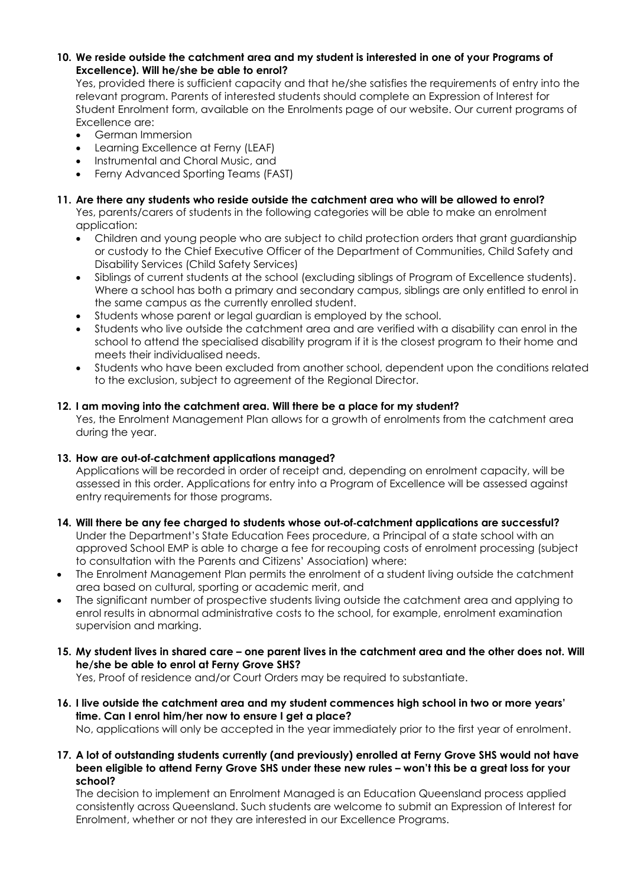**10. We reside outside the catchment area and my student is interested in one of your Programs of Excellence). Will he/she be able to enrol?**

Yes, provided there is sufficient capacity and that he/she satisfies the requirements of entry into the relevant program. Parents of interested students should complete an Expression of Interest for Student Enrolment form, available on the Enrolments page of our website. Our current programs of Excellence are:

- German Immersion
- Learning Excellence at Ferny (LEAF)
- Instrumental and Choral Music, and
- Ferny Advanced Sporting Teams (FAST)

**11. Are there any students who reside outside the catchment area who will be allowed to enrol?**

Yes, parents/carers of students in the following categories will be able to make an enrolment application:

- Children and young people who are subject to child protection orders that grant guardianship or custody to the Chief Executive Officer of the Department of Communities, Child Safety and Disability Services (Child Safety Services)
- Siblings of current students at the school (excluding siblings of Program of Excellence students). Where a school has both a primary and secondary campus, siblings are only entitled to enrol in the same campus as the currently enrolled student.
- Students whose parent or legal guardian is employed by the school.
- Students who live outside the catchment area and are verified with a disability can enrol in the school to attend the specialised disability program if it is the closest program to their home and meets their individualised needs.
- Students who have been excluded from another school, dependent upon the conditions related to the exclusion, subject to agreement of the Regional Director.

**12. I am moving into the catchment area. Will there be a place for my student?**

Yes, the Enrolment Management Plan allows for a growth of enrolments from the catchment area during the year.

**13. How are out-of-catchment applications managed?**

Applications will be recorded in order of receipt and, depending on enrolment capacity, will be assessed in this order. Applications for entry into a Program of Excellence will be assessed against entry requirements for those programs.

**14. Will there be any fee charged to students whose out-of-catchment applications are successful?**

Under the Department's State Education Fees procedure, a Principal of a state school with an approved School EMP is able to charge a fee for recouping costs of enrolment processing (subject to consultation with the Parents and Citizens' Association) where:

- The Enrolment Management Plan permits the enrolment of a student living outside the catchment area based on cultural, sporting or academic merit, and
- The significant number of prospective students living outside the catchment area and applying to enrol results in abnormal administrative costs to the school, for example, enrolment examination supervision and marking.

**15. My student lives in shared care – one parent lives in the catchment area and the other does not. Will he/she be able to enrol at Ferny Grove SHS?**

Yes, Proof of residence and/or Court Orders may be required to substantiate.

**16. I live outside the catchment area and my student commences high school in two or more years' time. Can I enrol him/her now to ensure I get a place?**

No, applications will only be accepted in the year immediately prior to the first year of enrolment.

**17. A lot of outstanding students currently (and previously) enrolled at Ferny Grove SHS would not have been eligible to attend Ferny Grove SHS under these new rules – won't this be a great loss for your school?**

The decision to implement an Enrolment Managed is an Education Queensland process applied consistently across Queensland. Such students are welcome to submit an Expression of Interest for Enrolment, whether or not they are interested in our Excellence Programs.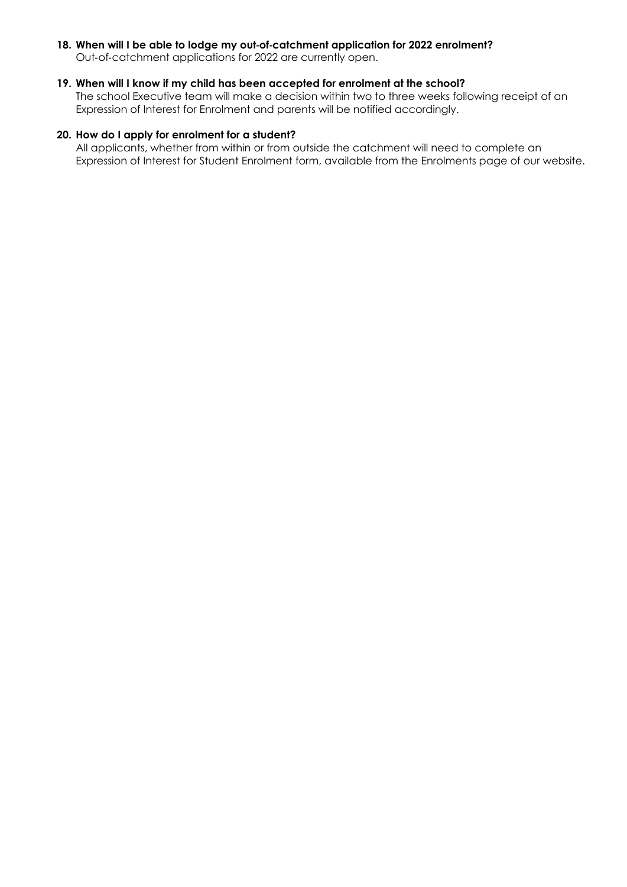**18. When will I be able to lodge my out-of-catchment application for 2022 enrolment?**
Out-of-catchment applications for 2022 are currently open.

**19. When will I know if my child has been accepted for enrolment at the school?**
The school Executive team will make a decision within two to three weeks following receipt of an Expression of Interest for Enrolment and parents will be notified accordingly.

**20. How do I apply for enrolment for a student?**
All applicants, whether from within or from outside the catchment will need to complete an Expression of Interest for Student Enrolment form, available from the Enrolments page of our website.